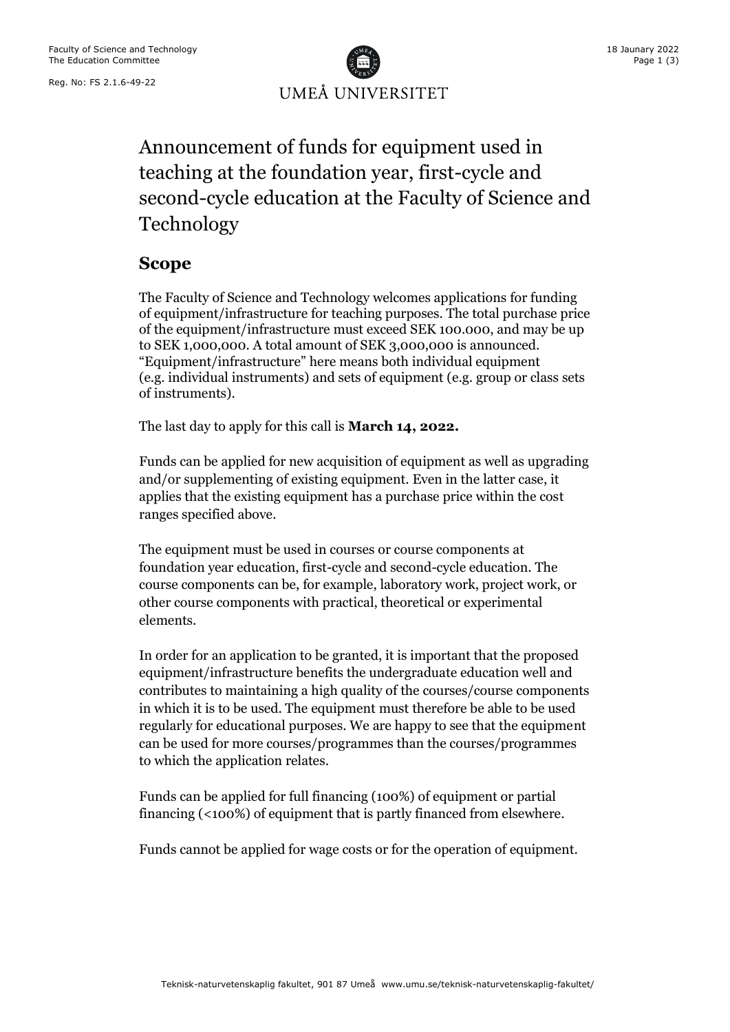Faculty of Science and Technology
The Education Committee

Reg. No: FS 2.1.6-49-22

18 Jaunary 2022

UMEÅ UNIVERSITET

# Announcement of funds for equipment used in teaching at the foundation year, first-cycle and second-cycle education at the Faculty of Science and Technology

## Scope

The Faculty of Science and Technology welcomes applications for funding of equipment/infrastructure for teaching purposes. The total purchase price of the equipment/infrastructure must exceed SEK 100.000, and may be up to SEK 1,000,000. A total amount of SEK 3,000,000 is announced. "Equipment/infrastructure" here means both individual equipment (e.g. individual instruments) and sets of equipment (e.g. group or class sets of instruments).

The last day to apply for this call is **March 14, 2022.**

Funds can be applied for new acquisition of equipment as well as upgrading and/or supplementing of existing equipment. Even in the latter case, it applies that the existing equipment has a purchase price within the cost ranges specified above.

The equipment must be used in courses or course components at foundation year education, first-cycle and second-cycle education. The course components can be, for example, laboratory work, project work, or other course components with practical, theoretical or experimental elements.

In order for an application to be granted, it is important that the proposed equipment/infrastructure benefits the undergraduate education well and contributes to maintaining a high quality of the courses/course components in which it is to be used. The equipment must therefore be able to be used regularly for educational purposes. We are happy to see that the equipment can be used for more courses/programmes than the courses/programmes to which the application relates.

Funds can be applied for full financing (100%) of equipment or partial financing (<100%) of equipment that is partly financed from elsewhere.

Funds cannot be applied for wage costs or for the operation of equipment.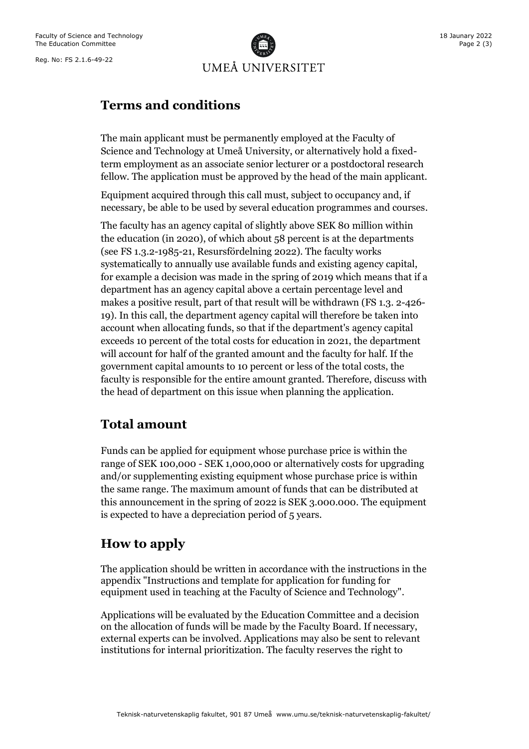## Terms and conditions

The main applicant must be permanently employed at the Faculty of Science and Technology at Umeå University, or alternatively hold a fixed-term employment as an associate senior lecturer or a postdoctoral research fellow. The application must be approved by the head of the main applicant.

Equipment acquired through this call must, subject to occupancy and, if necessary, be able to be used by several education programmes and courses.

The faculty has an agency capital of slightly above SEK 80 million within the education (in 2020), of which about 58 percent is at the departments (see FS 1.3.2-1985-21, Resursfördelning 2022). The faculty works systematically to annually use available funds and existing agency capital, for example a decision was made in the spring of 2019 which means that if a department has an agency capital above a certain percentage level and makes a positive result, part of that result will be withdrawn (FS 1.3. 2-426-19). In this call, the department agency capital will therefore be taken into account when allocating funds, so that if the department's agency capital exceeds 10 percent of the total costs for education in 2021, the department will account for half of the granted amount and the faculty for half. If the government capital amounts to 10 percent or less of the total costs, the faculty is responsible for the entire amount granted. Therefore, discuss with the head of department on this issue when planning the application.

## Total amount

Funds can be applied for equipment whose purchase price is within the range of SEK 100,000 - SEK 1,000,000 or alternatively costs for upgrading and/or supplementing existing equipment whose purchase price is within the same range. The maximum amount of funds that can be distributed at this announcement in the spring of 2022 is SEK 3.000.000. The equipment is expected to have a depreciation period of 5 years.

## How to apply

The application should be written in accordance with the instructions in the appendix "Instructions and template for application for funding for equipment used in teaching at the Faculty of Science and Technology".

Applications will be evaluated by the Education Committee and a decision on the allocation of funds will be made by the Faculty Board. If necessary, external experts can be involved. Applications may also be sent to relevant institutions for internal prioritization. The faculty reserves the right to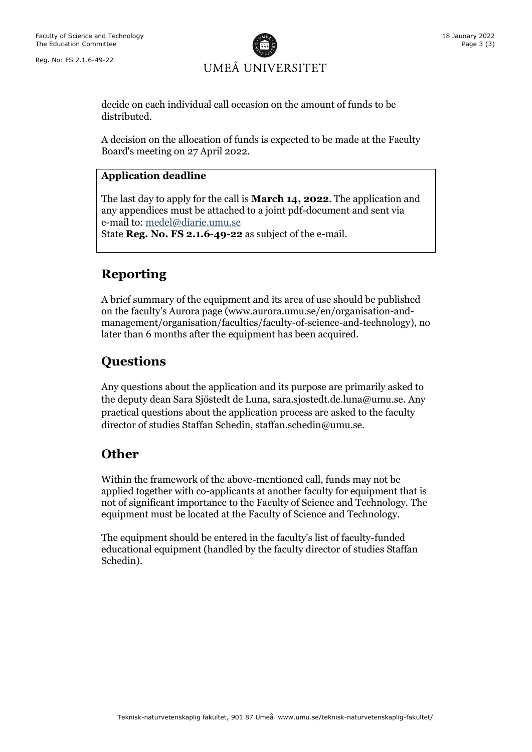decide on each individual call occasion on the amount of funds to be distributed.

A decision on the allocation of funds is expected to be made at the Faculty Board's meeting on 27 April 2022.

**Application deadline**

The last day to apply for the call is **March 14, 2022**. The application and any appendices must be attached to a joint pdf-document and sent via e-mail to: medel@diarie.umu.se
State **Reg. No. FS 2.1.6-49-22** as subject of the e-mail.

## Reporting

A brief summary of the equipment and its area of use should be published on the faculty's Aurora page (www.aurora.umu.se/en/organisation-and-management/organisation/faculties/faculty-of-science-and-technology), no later than 6 months after the equipment has been acquired.

## Questions

Any questions about the application and its purpose are primarily asked to the deputy dean Sara Sjöstedt de Luna, sara.sjostedt.de.luna@umu.se. Any practical questions about the application process are asked to the faculty director of studies Staffan Schedin, staffan.schedin@umu.se.

## Other

Within the framework of the above-mentioned call, funds may not be applied together with co-applicants at another faculty for equipment that is not of significant importance to the Faculty of Science and Technology. The equipment must be located at the Faculty of Science and Technology.

The equipment should be entered in the faculty's list of faculty-funded educational equipment (handled by the faculty director of studies Staffan Schedin).